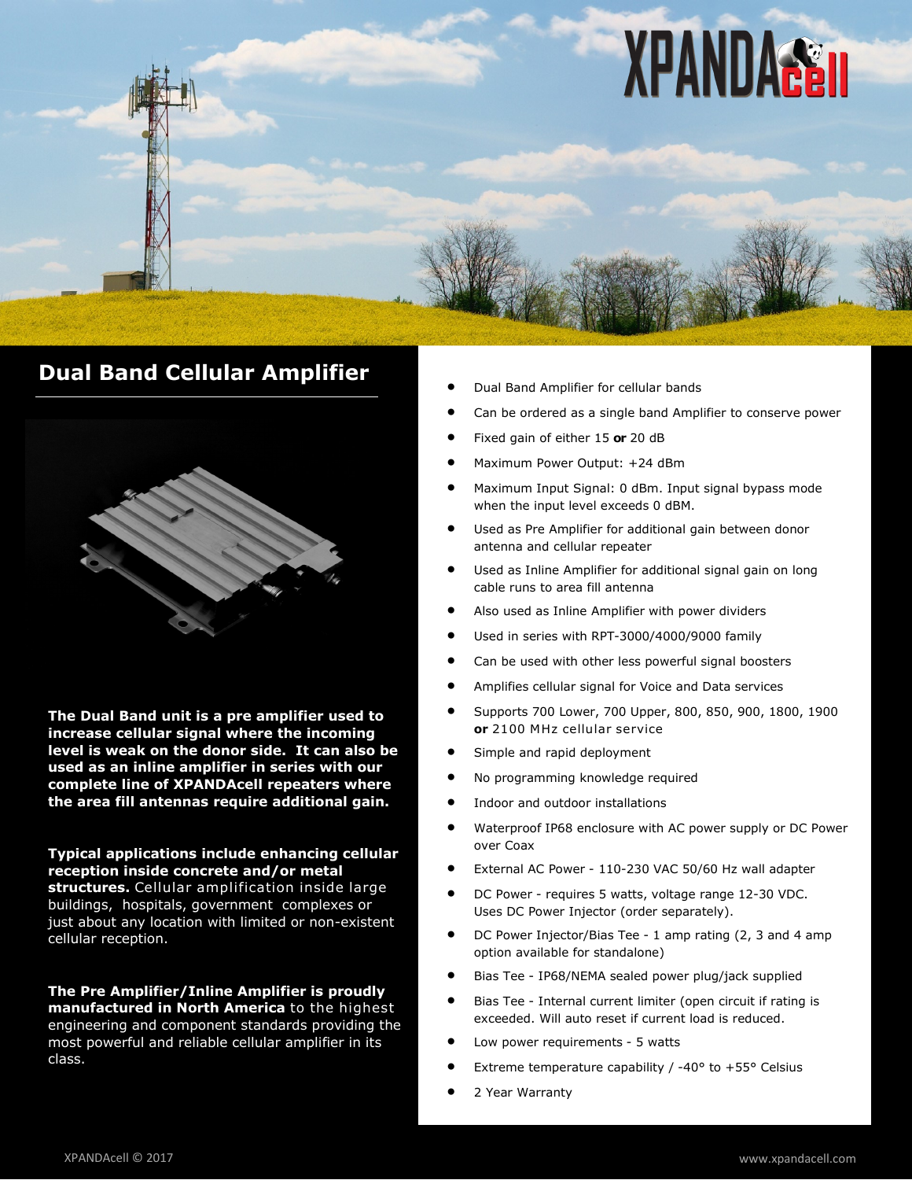# Dual Band Cellular Amplifier

**The Dual Band unit is a pre amplifier used to increase cellular signal where the incoming level is weak on the donor side. It can also be used as an inline amplifier in series with our complete line of XPANDAcell repeaters where the area fill antennas require additional gain.**

**Typical applications include enhancing cellular reception inside concrete and/or metal structures.** Cellular amplification inside large buildings, hospitals, government complexes or just about any location with limited or non-existent cellular reception.

**The Pre Amplifier/Inline Amplifier is proudly manufactured in North America** to the highest engineering and component standards providing the most powerful and reliable cellular amplifier in its class.

- Dual Band Amplifier for cellular bands
- Can be ordered as a single band Amplifier to conserve power
- Fixed gain of either 15 **or** 20 dB
- Maximum Power Output: +24 dBm
- Maximum Input Signal: 0 dBm. Input signal bypass mode when the input level exceeds 0 dBM.
- Used as Pre Amplifier for additional gain between donor antenna and cellular repeater
- Used as Inline Amplifier for additional signal gain on long cable runs to area fill antenna
- Also used as Inline Amplifier with power dividers
- Used in series with RPT-3000/4000/9000 family
- Can be used with other less powerful signal boosters
- Amplifies cellular signal for Voice and Data services
- Supports 700 Lower, 700 Upper, 800, 850, 900, 1800, 1900 **or** 2100 MHz cellular service
- Simple and rapid deployment
- No programming knowledge required
- Indoor and outdoor installations
- Waterproof IP68 enclosure with AC power supply or DC Power over Coax
- External AC Power - 110-230 VAC 50/60 Hz wall adapter
- DC Power - requires 5 watts, voltage range 12-30 VDC. Uses DC Power Injector (order separately).
- DC Power Injector/Bias Tee - 1 amp rating (2, 3 and 4 amp option available for standalone)
- Bias Tee - IP68/NEMA sealed power plug/jack supplied
- Bias Tee - Internal current limiter (open circuit if rating is exceeded. Will auto reset if current load is reduced.
- Low power requirements - 5 watts
- Extreme temperature capability / -40° to +55° Celsius
- 2 Year Warranty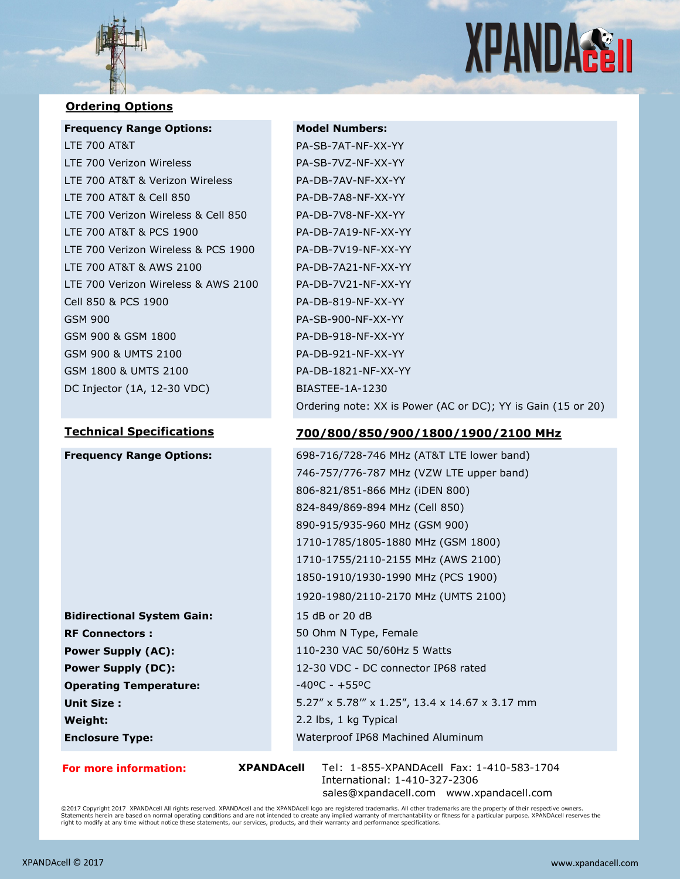## Ordering Options

| Frequency Range Options: | Model Numbers: |
| --- | --- |
| LTE 700 AT&T | PA-SB-7AT-NF-XX-YY |
| LTE 700 Verizon Wireless | PA-SB-7VZ-NF-XX-YY |
| LTE 700 AT&T & Verizon Wireless | PA-DB-7AV-NF-XX-YY |
| LTE 700 AT&T & Cell 850 | PA-DB-7A8-NF-XX-YY |
| LTE 700 Verizon Wireless & Cell 850 | PA-DB-7V8-NF-XX-YY |
| LTE 700 AT&T & PCS 1900 | PA-DB-7A19-NF-XX-YY |
| LTE 700 Verizon Wireless & PCS 1900 | PA-DB-7V19-NF-XX-YY |
| LTE 700 AT&T & AWS 2100 | PA-DB-7A21-NF-XX-YY |
| LTE 700 Verizon Wireless & AWS 2100 | PA-DB-7V21-NF-XX-YY |
| Cell 850 & PCS 1900 | PA-DB-819-NF-XX-YY |
| GSM 900 | PA-SB-900-NF-XX-YY |
| GSM 900 & GSM 1800 | PA-DB-918-NF-XX-YY |
| GSM 900 & UMTS 2100 | PA-DB-921-NF-XX-YY |
| GSM 1800 & UMTS 2100 | PA-DB-1821-NF-XX-YY |
| DC Injector (1A, 12-30 VDC) | BIASTEE-1A-1230 |
| | Ordering note: XX is Power (AC or DC); YY is Gain (15 or 20) |

## Technical Specifications

| | 700/800/850/900/1800/1900/2100 MHz |
| --- | --- |
| **Frequency Range Options:** | 698-716/728-746 MHz (AT&T LTE lower band)<br>746-757/776-787 MHz (VZW LTE upper band)<br>806-821/851-866 MHz (iDEN 800)<br>824-849/869-894 MHz (Cell 850)<br>890-915/935-960 MHz (GSM 900)<br>1710-1785/1805-1880 MHz (GSM 1800)<br>1710-1755/2110-2155 MHz (AWS 2100)<br>1850-1910/1930-1990 MHz (PCS 1900)<br>1920-1980/2110-2170 MHz (UMTS 2100) |
| **Bidirectional System Gain:** | 15 dB or 20 dB |
| **RF Connectors :** | 50 Ohm N Type, Female |
| **Power Supply (AC):** | 110-230 VAC 50/60Hz 5 Watts |
| **Power Supply (DC):** | 12-30 VDC - DC connector IP68 rated |
| **Operating Temperature:** | -40ºC - +55ºC |
| **Unit Size :** | 5.27" x 5.78'" x 1.25", 13.4 x 14.67 x 3.17 mm |
| **Weight:** | 2.2 lbs, 1 kg Typical |
| **Enclosure Type:** | Waterproof IP68 Machined Aluminum |

**For more information:** **XPANDAcell** Tel: 1-855-XPANDAcell Fax: 1-410-583-1704
International: 1-410-327-2306
sales@xpandacell.com www.xpandacell.com

©2017 Copyright 2017 XPANDAcell All rights reserved. XPANDAcell and the XPANDAcell logo are registered trademarks. All other trademarks are the property of their respective owners. Statements herein are based on normal operating conditions and are not intended to create any implied warranty of merchantability or fitness for a particular purpose. XPANDAcell reserves the right to modify at any time without notice these statements, our services, products, and their warranty and performance specifications.